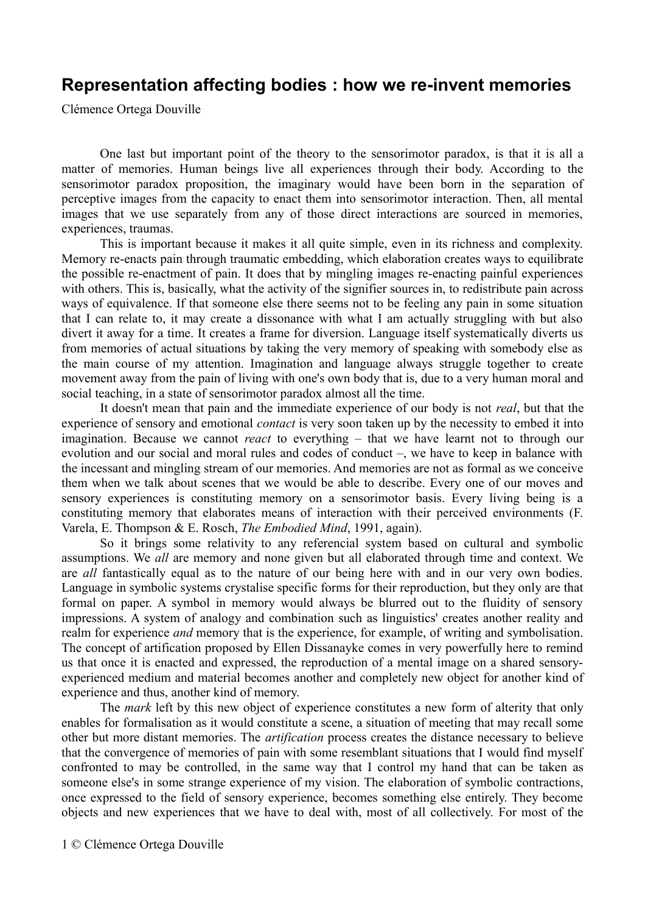# Representation affecting bodies : how we re-invent memories

Clémence Ortega Douville

One last but important point of the theory to the sensorimotor paradox, is that it is all a matter of memories. Human beings live all experiences through their body. According to the sensorimotor paradox proposition, the imaginary would have been born in the separation of perceptive images from the capacity to enact them into sensorimotor interaction. Then, all mental images that we use separately from any of those direct interactions are sourced in memories, experiences, traumas.

This is important because it makes it all quite simple, even in its richness and complexity. Memory re-enacts pain through traumatic embedding, which elaboration creates ways to equilibrate the possible re-enactment of pain. It does that by mingling images re-enacting painful experiences with others. This is, basically, what the activity of the signifier sources in, to redistribute pain across ways of equivalence. If that someone else there seems not to be feeling any pain in some situation that I can relate to, it may create a dissonance with what I am actually struggling with but also divert it away for a time. It creates a frame for diversion. Language itself systematically diverts us from memories of actual situations by taking the very memory of speaking with somebody else as the main course of my attention. Imagination and language always struggle together to create movement away from the pain of living with one's own body that is, due to a very human moral and social teaching, in a state of sensorimotor paradox almost all the time.

It doesn't mean that pain and the immediate experience of our body is not *real*, but that the experience of sensory and emotional *contact* is very soon taken up by the necessity to embed it into imagination. Because we cannot *react* to everything – that we have learnt not to through our evolution and our social and moral rules and codes of conduct –, we have to keep in balance with the incessant and mingling stream of our memories. And memories are not as formal as we conceive them when we talk about scenes that we would be able to describe. Every one of our moves and sensory experiences is constituting memory on a sensorimotor basis. Every living being is a constituting memory that elaborates means of interaction with their perceived environments (F. Varela, E. Thompson & E. Rosch, *The Embodied Mind*, 1991, again).

So it brings some relativity to any referencial system based on cultural and symbolic assumptions. We *all* are memory and none given but all elaborated through time and context. We are *all* fantastically equal as to the nature of our being here with and in our very own bodies. Language in symbolic systems crystalise specific forms for their reproduction, but they only are that formal on paper. A symbol in memory would always be blurred out to the fluidity of sensory impressions. A system of analogy and combination such as linguistics' creates another reality and realm for experience *and* memory that is the experience, for example, of writing and symbolisation. The concept of artification proposed by Ellen Dissanayke comes in very powerfully here to remind us that once it is enacted and expressed, the reproduction of a mental image on a shared sensory-experienced medium and material becomes another and completely new object for another kind of experience and thus, another kind of memory.

The *mark* left by this new object of experience constitutes a new form of alterity that only enables for formalisation as it would constitute a scene, a situation of meeting that may recall some other but more distant memories. The *artification* process creates the distance necessary to believe that the convergence of memories of pain with some resemblant situations that I would find myself confronted to may be controlled, in the same way that I control my hand that can be taken as someone else's in some strange experience of my vision. The elaboration of symbolic contractions, once expressed to the field of sensory experience, becomes something else entirely. They become objects and new experiences that we have to deal with, most of all collectively. For most of the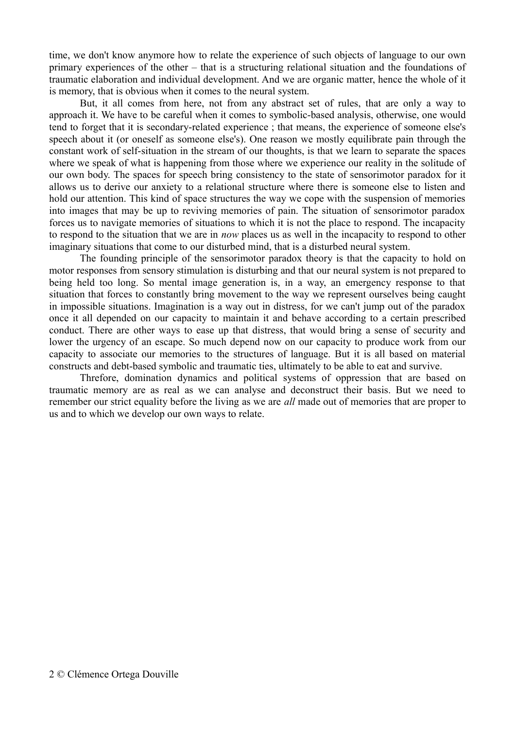time, we don't know anymore how to relate the experience of such objects of language to our own primary experiences of the other – that is a structuring relational situation and the foundations of traumatic elaboration and individual development. And we are organic matter, hence the whole of it is memory, that is obvious when it comes to the neural system.

But, it all comes from here, not from any abstract set of rules, that are only a way to approach it. We have to be careful when it comes to symbolic-based analysis, otherwise, one would tend to forget that it is secondary-related experience ; that means, the experience of someone else's speech about it (or oneself as someone else's). One reason we mostly equilibrate pain through the constant work of self-situation in the stream of our thoughts, is that we learn to separate the spaces where we speak of what is happening from those where we experience our reality in the solitude of our own body. The spaces for speech bring consistency to the state of sensorimotor paradox for it allows us to derive our anxiety to a relational structure where there is someone else to listen and hold our attention. This kind of space structures the way we cope with the suspension of memories into images that may be up to reviving memories of pain. The situation of sensorimotor paradox forces us to navigate memories of situations to which it is not the place to respond. The incapacity to respond to the situation that we are in *now* places us as well in the incapacity to respond to other imaginary situations that come to our disturbed mind, that is a disturbed neural system.

The founding principle of the sensorimotor paradox theory is that the capacity to hold on motor responses from sensory stimulation is disturbing and that our neural system is not prepared to being held too long. So mental image generation is, in a way, an emergency response to that situation that forces to constantly bring movement to the way we represent ourselves being caught in impossible situations. Imagination is a way out in distress, for we can't jump out of the paradox once it all depended on our capacity to maintain it and behave according to a certain prescribed conduct. There are other ways to ease up that distress, that would bring a sense of security and lower the urgency of an escape. So much depend now on our capacity to produce work from our capacity to associate our memories to the structures of language. But it is all based on material constructs and debt-based symbolic and traumatic ties, ultimately to be able to eat and survive.

Threfore, domination dynamics and political systems of oppression that are based on traumatic memory are as real as we can analyse and deconstruct their basis. But we need to remember our strict equality before the living as we are *all* made out of memories that are proper to us and to which we develop our own ways to relate.

© Clémence Ortega Douville